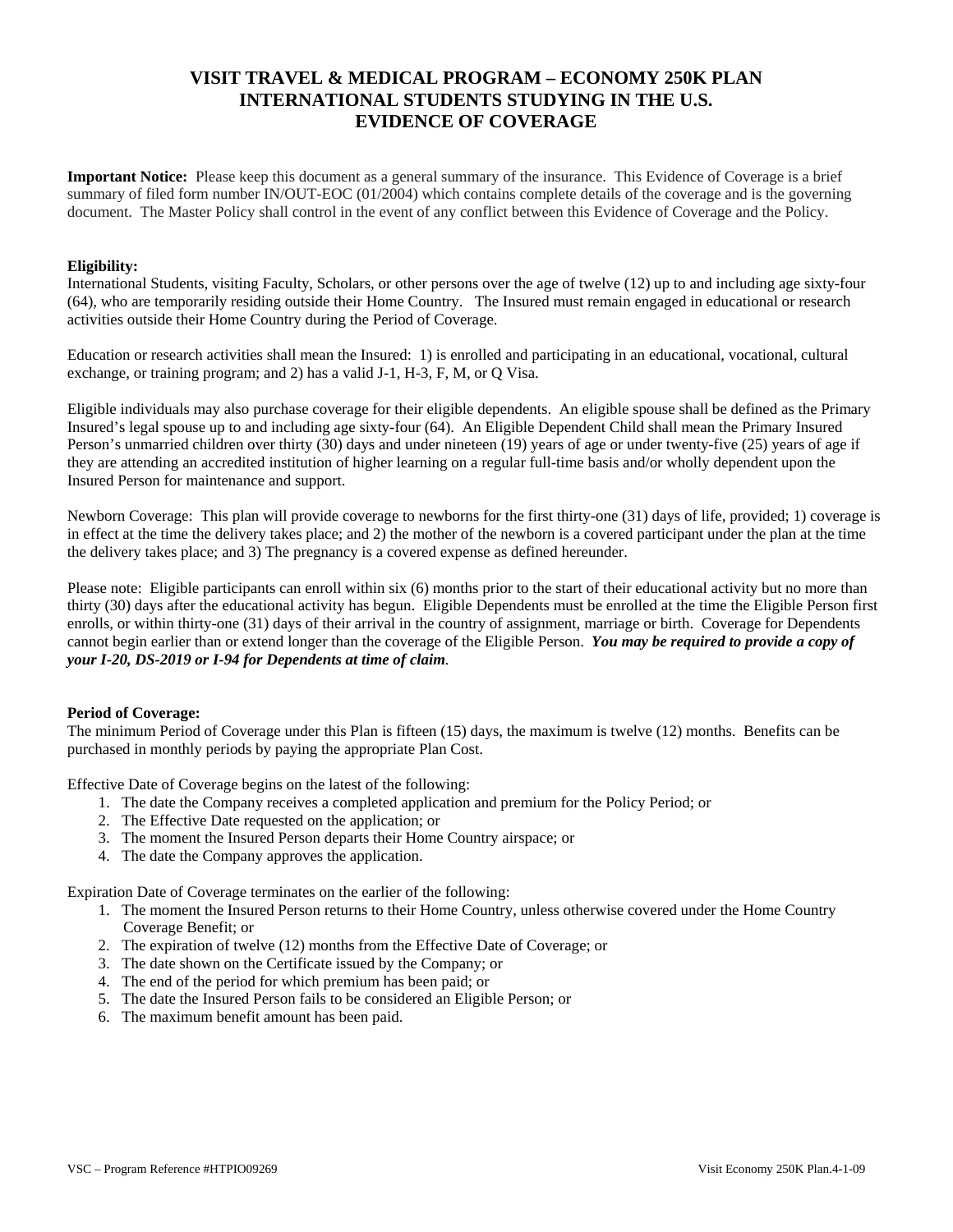# VISIT TRAVEL & MEDICAL PROGRAM – ECONOMY 250K PLAN
# INTERNATIONAL STUDENTS STUDYING IN THE U.S.
# EVIDENCE OF COVERAGE

**Important Notice:** Please keep this document as a general summary of the insurance. This Evidence of Coverage is a brief summary of filed form number IN/OUT-EOC (01/2004) which contains complete details of the coverage and is the governing document. The Master Policy shall control in the event of any conflict between this Evidence of Coverage and the Policy.

**Eligibility:**

International Students, visiting Faculty, Scholars, or other persons over the age of twelve (12) up to and including age sixty-four (64), who are temporarily residing outside their Home Country. The Insured must remain engaged in educational or research activities outside their Home Country during the Period of Coverage.

Education or research activities shall mean the Insured: 1) is enrolled and participating in an educational, vocational, cultural exchange, or training program; and 2) has a valid J-1, H-3, F, M, or Q Visa.

Eligible individuals may also purchase coverage for their eligible dependents. An eligible spouse shall be defined as the Primary Insured's legal spouse up to and including age sixty-four (64). An Eligible Dependent Child shall mean the Primary Insured Person's unmarried children over thirty (30) days and under nineteen (19) years of age or under twenty-five (25) years of age if they are attending an accredited institution of higher learning on a regular full-time basis and/or wholly dependent upon the Insured Person for maintenance and support.

Newborn Coverage: This plan will provide coverage to newborns for the first thirty-one (31) days of life, provided; 1) coverage is in effect at the time the delivery takes place; and 2) the mother of the newborn is a covered participant under the plan at the time the delivery takes place; and 3) The pregnancy is a covered expense as defined hereunder.

Please note: Eligible participants can enroll within six (6) months prior to the start of their educational activity but no more than thirty (30) days after the educational activity has begun. Eligible Dependents must be enrolled at the time the Eligible Person first enrolls, or within thirty-one (31) days of their arrival in the country of assignment, marriage or birth. Coverage for Dependents cannot begin earlier than or extend longer than the coverage of the Eligible Person. ***You may be required to provide a copy of your I-20, DS-2019 or I-94 for Dependents at time of claim.***

**Period of Coverage:**

The minimum Period of Coverage under this Plan is fifteen (15) days, the maximum is twelve (12) months. Benefits can be purchased in monthly periods by paying the appropriate Plan Cost.

Effective Date of Coverage begins on the latest of the following:

1. The date the Company receives a completed application and premium for the Policy Period; or
2. The Effective Date requested on the application; or
3. The moment the Insured Person departs their Home Country airspace; or
4. The date the Company approves the application.

Expiration Date of Coverage terminates on the earlier of the following:

1. The moment the Insured Person returns to their Home Country, unless otherwise covered under the Home Country Coverage Benefit; or
2. The expiration of twelve (12) months from the Effective Date of Coverage; or
3. The date shown on the Certificate issued by the Company; or
4. The end of the period for which premium has been paid; or
5. The date the Insured Person fails to be considered an Eligible Person; or
6. The maximum benefit amount has been paid.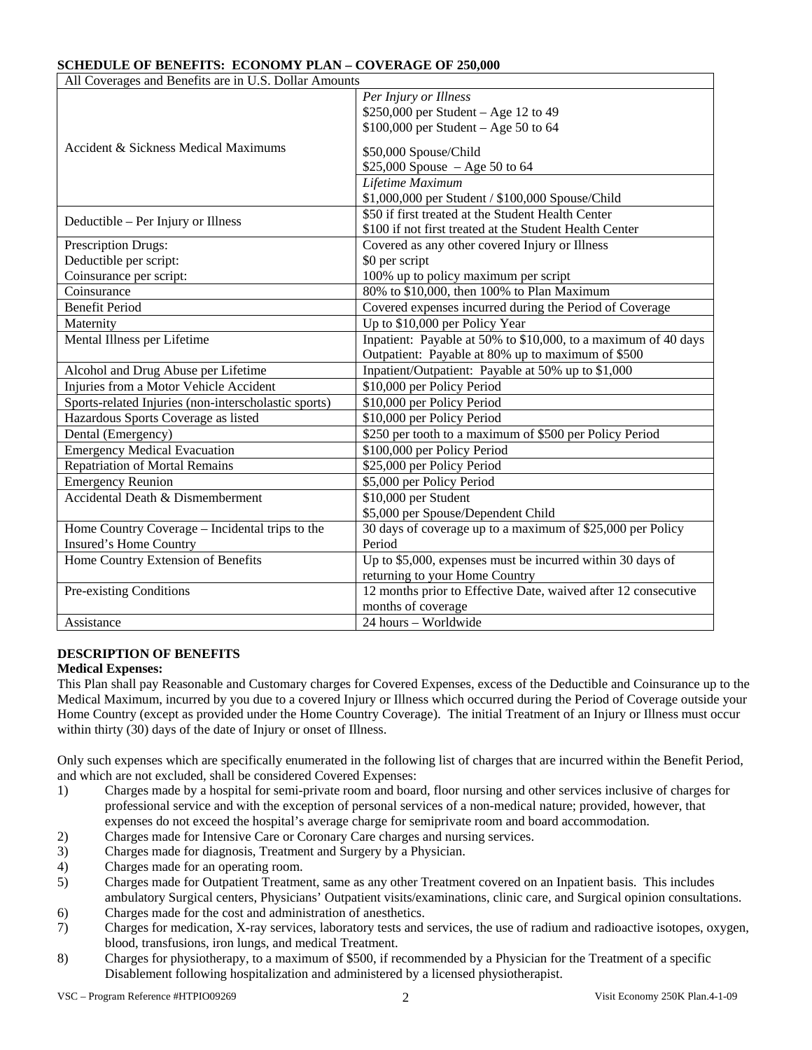**SCHEDULE OF BENEFITS: ECONOMY PLAN – COVERAGE OF 250,000**

| All Coverages and Benefits are in U.S. Dollar Amounts | |
|---|---|
| Accident & Sickness Medical Maximums | *Per Injury or Illness*<br>$250,000 per Student – Age 12 to 49<br>$100,000 per Student – Age 50 to 64<br>$50,000 Spouse/Child<br>$25,000 Spouse – Age 50 to 64 |
| | *Lifetime Maximum*<br>$1,000,000 per Student / $100,000 Spouse/Child |
| Deductible – Per Injury or Illness | $50 if first treated at the Student Health Center<br>$100 if not first treated at the Student Health Center |
| Prescription Drugs:<br>Deductible per script:<br>Coinsurance per script: | Covered as any other covered Injury or Illness<br>$0 per script<br>100% up to policy maximum per script |
| Coinsurance | 80% to $10,000, then 100% to Plan Maximum |
| Benefit Period | Covered expenses incurred during the Period of Coverage |
| Maternity | Up to $10,000 per Policy Year |
| Mental Illness per Lifetime | Inpatient: Payable at 50% to $10,000, to a maximum of 40 days<br>Outpatient: Payable at 80% up to maximum of $500 |
| Alcohol and Drug Abuse per Lifetime | Inpatient/Outpatient: Payable at 50% up to $1,000 |
| Injuries from a Motor Vehicle Accident | $10,000 per Policy Period |
| Sports-related Injuries (non-interscholastic sports) | $10,000 per Policy Period |
| Hazardous Sports Coverage as listed | $10,000 per Policy Period |
| Dental (Emergency) | $250 per tooth to a maximum of $500 per Policy Period |
| Emergency Medical Evacuation | $100,000 per Policy Period |
| Repatriation of Mortal Remains | $25,000 per Policy Period |
| Emergency Reunion | $5,000 per Policy Period |
| Accidental Death & Dismemberment | $10,000 per Student<br>$5,000 per Spouse/Dependent Child |
| Home Country Coverage – Incidental trips to the Insured's Home Country | 30 days of coverage up to a maximum of $25,000 per Policy Period |
| Home Country Extension of Benefits | Up to $5,000, expenses must be incurred within 30 days of returning to your Home Country |
| Pre-existing Conditions | 12 months prior to Effective Date, waived after 12 consecutive months of coverage |
| Assistance | 24 hours – Worldwide |

**DESCRIPTION OF BENEFITS**

**Medical Expenses:**

This Plan shall pay Reasonable and Customary charges for Covered Expenses, excess of the Deductible and Coinsurance up to the Medical Maximum, incurred by you due to a covered Injury or Illness which occurred during the Period of Coverage outside your Home Country (except as provided under the Home Country Coverage). The initial Treatment of an Injury or Illness must occur within thirty (30) days of the date of Injury or onset of Illness.

Only such expenses which are specifically enumerated in the following list of charges that are incurred within the Benefit Period, and which are not excluded, shall be considered Covered Expenses:

1) Charges made by a hospital for semi-private room and board, floor nursing and other services inclusive of charges for professional service and with the exception of personal services of a non-medical nature; provided, however, that expenses do not exceed the hospital's average charge for semiprivate room and board accommodation.
2) Charges made for Intensive Care or Coronary Care charges and nursing services.
3) Charges made for diagnosis, Treatment and Surgery by a Physician.
4) Charges made for an operating room.
5) Charges made for Outpatient Treatment, same as any other Treatment covered on an Inpatient basis. This includes ambulatory Surgical centers, Physicians' Outpatient visits/examinations, clinic care, and Surgical opinion consultations.
6) Charges made for the cost and administration of anesthetics.
7) Charges for medication, X-ray services, laboratory tests and services, the use of radium and radioactive isotopes, oxygen, blood, transfusions, iron lungs, and medical Treatment.
8) Charges for physiotherapy, to a maximum of $500, if recommended by a Physician for the Treatment of a specific Disablement following hospitalization and administered by a licensed physiotherapist.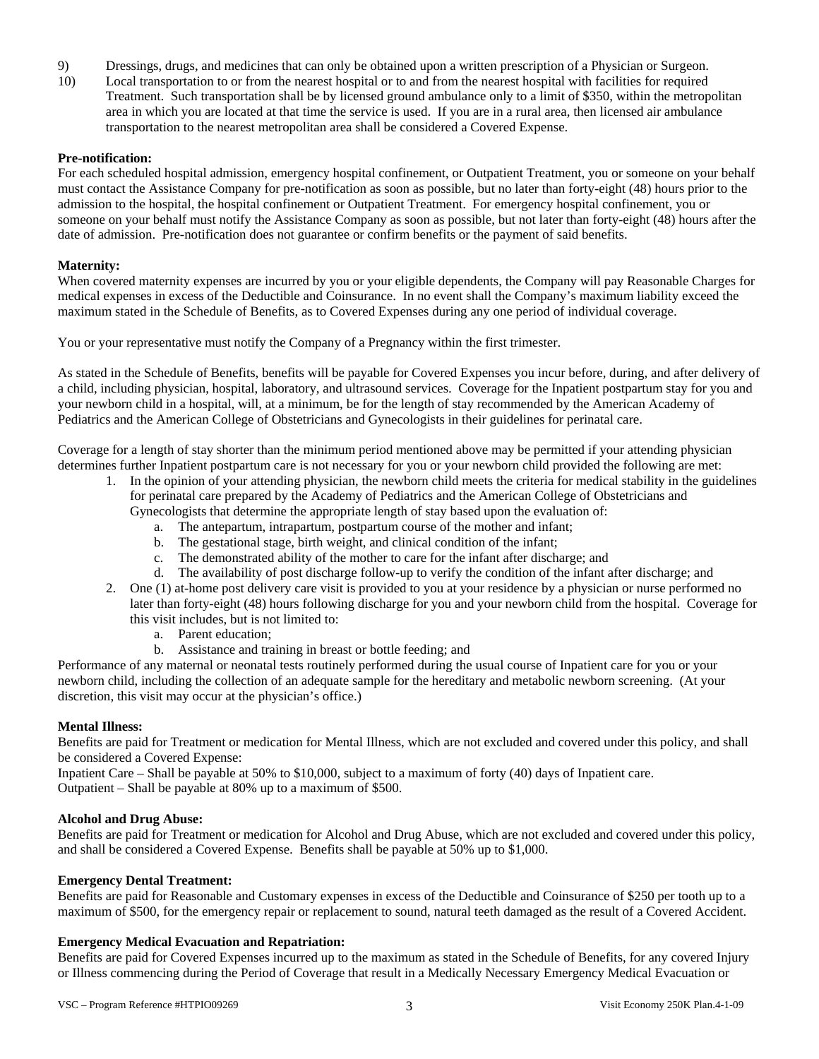9) Dressings, drugs, and medicines that can only be obtained upon a written prescription of a Physician or Surgeon.

10) Local transportation to or from the nearest hospital or to and from the nearest hospital with facilities for required Treatment. Such transportation shall be by licensed ground ambulance only to a limit of $350, within the metropolitan area in which you are located at that time the service is used. If you are in a rural area, then licensed air ambulance transportation to the nearest metropolitan area shall be considered a Covered Expense.

**Pre-notification:**
For each scheduled hospital admission, emergency hospital confinement, or Outpatient Treatment, you or someone on your behalf must contact the Assistance Company for pre-notification as soon as possible, but no later than forty-eight (48) hours prior to the admission to the hospital, the hospital confinement or Outpatient Treatment. For emergency hospital confinement, you or someone on your behalf must notify the Assistance Company as soon as possible, but not later than forty-eight (48) hours after the date of admission. Pre-notification does not guarantee or confirm benefits or the payment of said benefits.

**Maternity:**
When covered maternity expenses are incurred by you or your eligible dependents, the Company will pay Reasonable Charges for medical expenses in excess of the Deductible and Coinsurance. In no event shall the Company's maximum liability exceed the maximum stated in the Schedule of Benefits, as to Covered Expenses during any one period of individual coverage.

You or your representative must notify the Company of a Pregnancy within the first trimester.

As stated in the Schedule of Benefits, benefits will be payable for Covered Expenses you incur before, during, and after delivery of a child, including physician, hospital, laboratory, and ultrasound services. Coverage for the Inpatient postpartum stay for you and your newborn child in a hospital, will, at a minimum, be for the length of stay recommended by the American Academy of Pediatrics and the American College of Obstetricians and Gynecologists in their guidelines for perinatal care.

Coverage for a length of stay shorter than the minimum period mentioned above may be permitted if your attending physician determines further Inpatient postpartum care is not necessary for you or your newborn child provided the following are met:

1. In the opinion of your attending physician, the newborn child meets the criteria for medical stability in the guidelines for perinatal care prepared by the Academy of Pediatrics and the American College of Obstetricians and Gynecologists that determine the appropriate length of stay based upon the evaluation of:
   a. The antepartum, intrapartum, postpartum course of the mother and infant;
   b. The gestational stage, birth weight, and clinical condition of the infant;
   c. The demonstrated ability of the mother to care for the infant after discharge; and
   d. The availability of post discharge follow-up to verify the condition of the infant after discharge; and
2. One (1) at-home post delivery care visit is provided to you at your residence by a physician or nurse performed no later than forty-eight (48) hours following discharge for you and your newborn child from the hospital. Coverage for this visit includes, but is not limited to:
   a. Parent education;
   b. Assistance and training in breast or bottle feeding; and

Performance of any maternal or neonatal tests routinely performed during the usual course of Inpatient care for you or your newborn child, including the collection of an adequate sample for the hereditary and metabolic newborn screening. (At your discretion, this visit may occur at the physician's office.)

**Mental Illness:**
Benefits are paid for Treatment or medication for Mental Illness, which are not excluded and covered under this policy, and shall be considered a Covered Expense:
Inpatient Care – Shall be payable at 50% to $10,000, subject to a maximum of forty (40) days of Inpatient care.
Outpatient – Shall be payable at 80% up to a maximum of $500.

**Alcohol and Drug Abuse:**
Benefits are paid for Treatment or medication for Alcohol and Drug Abuse, which are not excluded and covered under this policy, and shall be considered a Covered Expense. Benefits shall be payable at 50% up to $1,000.

**Emergency Dental Treatment:**
Benefits are paid for Reasonable and Customary expenses in excess of the Deductible and Coinsurance of $250 per tooth up to a maximum of $500, for the emergency repair or replacement to sound, natural teeth damaged as the result of a Covered Accident.

**Emergency Medical Evacuation and Repatriation:**
Benefits are paid for Covered Expenses incurred up to the maximum as stated in the Schedule of Benefits, for any covered Injury or Illness commencing during the Period of Coverage that result in a Medically Necessary Emergency Medical Evacuation or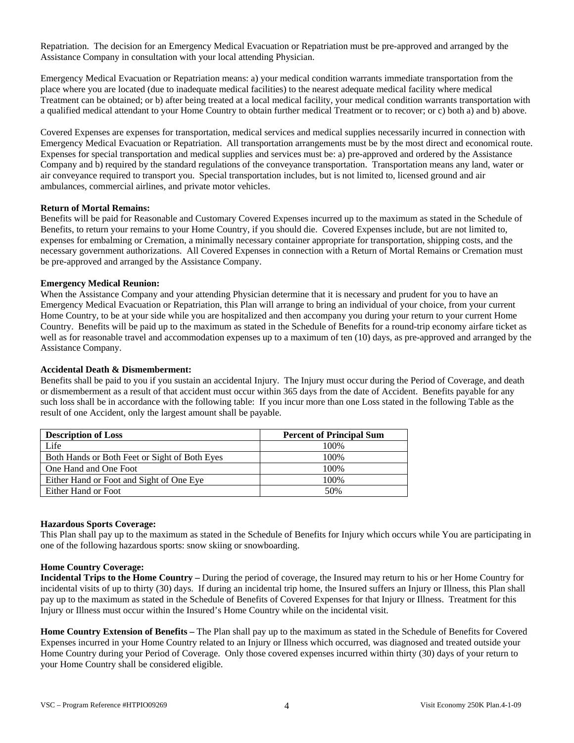Repatriation. The decision for an Emergency Medical Evacuation or Repatriation must be pre-approved and arranged by the Assistance Company in consultation with your local attending Physician.

Emergency Medical Evacuation or Repatriation means: a) your medical condition warrants immediate transportation from the place where you are located (due to inadequate medical facilities) to the nearest adequate medical facility where medical Treatment can be obtained; or b) after being treated at a local medical facility, your medical condition warrants transportation with a qualified medical attendant to your Home Country to obtain further medical Treatment or to recover; or c) both a) and b) above.

Covered Expenses are expenses for transportation, medical services and medical supplies necessarily incurred in connection with Emergency Medical Evacuation or Repatriation. All transportation arrangements must be by the most direct and economical route. Expenses for special transportation and medical supplies and services must be: a) pre-approved and ordered by the Assistance Company and b) required by the standard regulations of the conveyance transportation. Transportation means any land, water or air conveyance required to transport you. Special transportation includes, but is not limited to, licensed ground and air ambulances, commercial airlines, and private motor vehicles.

**Return of Mortal Remains:**
Benefits will be paid for Reasonable and Customary Covered Expenses incurred up to the maximum as stated in the Schedule of Benefits, to return your remains to your Home Country, if you should die. Covered Expenses include, but are not limited to, expenses for embalming or Cremation, a minimally necessary container appropriate for transportation, shipping costs, and the necessary government authorizations. All Covered Expenses in connection with a Return of Mortal Remains or Cremation must be pre-approved and arranged by the Assistance Company.

**Emergency Medical Reunion:**
When the Assistance Company and your attending Physician determine that it is necessary and prudent for you to have an Emergency Medical Evacuation or Repatriation, this Plan will arrange to bring an individual of your choice, from your current Home Country, to be at your side while you are hospitalized and then accompany you during your return to your current Home Country. Benefits will be paid up to the maximum as stated in the Schedule of Benefits for a round-trip economy airfare ticket as well as for reasonable travel and accommodation expenses up to a maximum of ten (10) days, as pre-approved and arranged by the Assistance Company.

**Accidental Death & Dismemberment:**
Benefits shall be paid to you if you sustain an accidental Injury. The Injury must occur during the Period of Coverage, and death or dismemberment as a result of that accident must occur within 365 days from the date of Accident. Benefits payable for any such loss shall be in accordance with the following table: If you incur more than one Loss stated in the following Table as the result of one Accident, only the largest amount shall be payable.

| **Description of Loss** | **Percent of Principal Sum** |
|---|---|
| Life | 100% |
| Both Hands or Both Feet or Sight of Both Eyes | 100% |
| One Hand and One Foot | 100% |
| Either Hand or Foot and Sight of One Eye | 100% |
| Either Hand or Foot | 50% |

**Hazardous Sports Coverage:**
This Plan shall pay up to the maximum as stated in the Schedule of Benefits for Injury which occurs while You are participating in one of the following hazardous sports: snow skiing or snowboarding.

**Home Country Coverage:**
**Incidental Trips to the Home Country –** During the period of coverage, the Insured may return to his or her Home Country for incidental visits of up to thirty (30) days. If during an incidental trip home, the Insured suffers an Injury or Illness, this Plan shall pay up to the maximum as stated in the Schedule of Benefits of Covered Expenses for that Injury or Illness. Treatment for this Injury or Illness must occur within the Insured's Home Country while on the incidental visit.

**Home Country Extension of Benefits –** The Plan shall pay up to the maximum as stated in the Schedule of Benefits for Covered Expenses incurred in your Home Country related to an Injury or Illness which occurred, was diagnosed and treated outside your Home Country during your Period of Coverage. Only those covered expenses incurred within thirty (30) days of your return to your Home Country shall be considered eligible.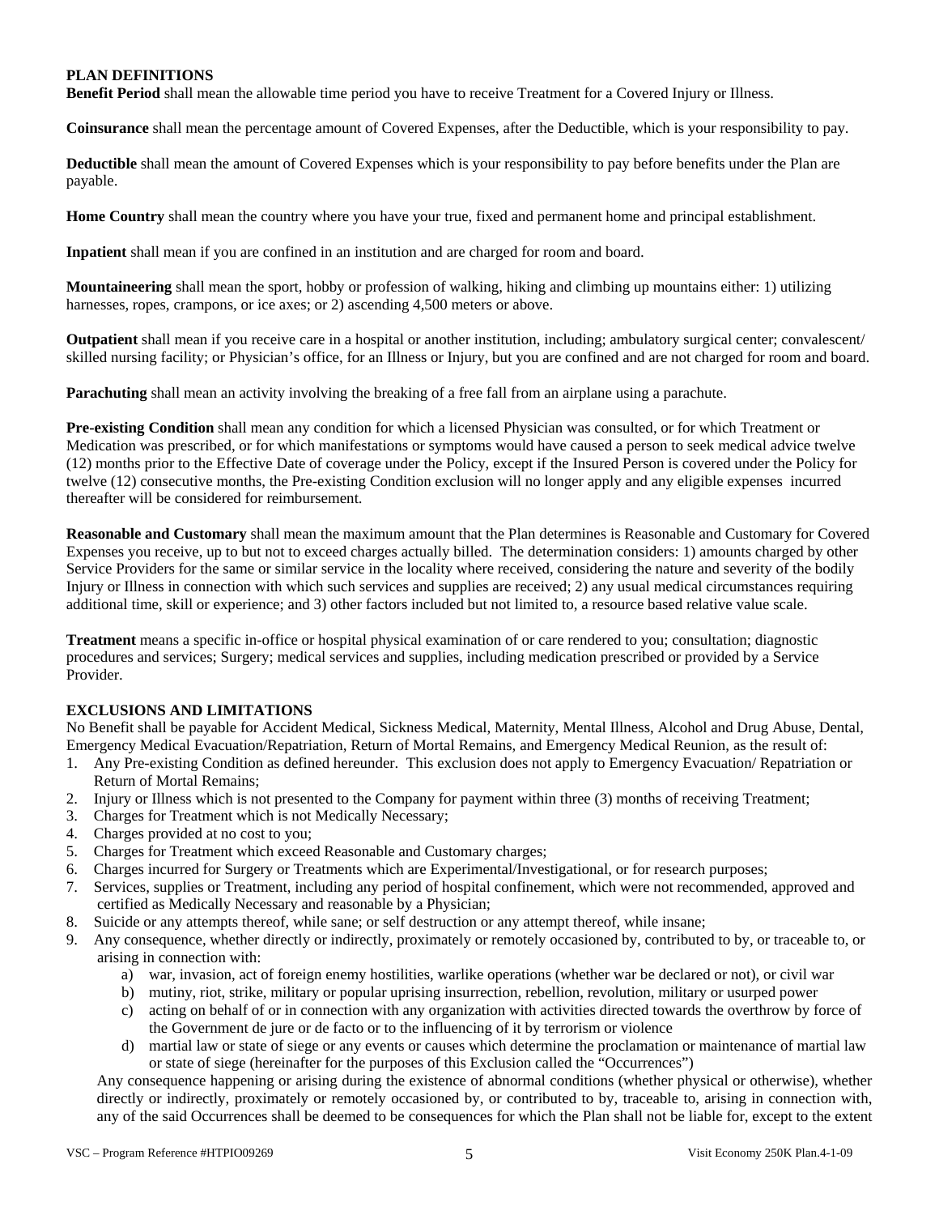## PLAN DEFINITIONS

**Benefit Period** shall mean the allowable time period you have to receive Treatment for a Covered Injury or Illness.

**Coinsurance** shall mean the percentage amount of Covered Expenses, after the Deductible, which is your responsibility to pay.

**Deductible** shall mean the amount of Covered Expenses which is your responsibility to pay before benefits under the Plan are payable.

**Home Country** shall mean the country where you have your true, fixed and permanent home and principal establishment.

**Inpatient** shall mean if you are confined in an institution and are charged for room and board.

**Mountaineering** shall mean the sport, hobby or profession of walking, hiking and climbing up mountains either: 1) utilizing harnesses, ropes, crampons, or ice axes; or 2) ascending 4,500 meters or above.

**Outpatient** shall mean if you receive care in a hospital or another institution, including; ambulatory surgical center; convalescent/ skilled nursing facility; or Physician's office, for an Illness or Injury, but you are confined and are not charged for room and board.

**Parachuting** shall mean an activity involving the breaking of a free fall from an airplane using a parachute.

**Pre-existing Condition** shall mean any condition for which a licensed Physician was consulted, or for which Treatment or Medication was prescribed, or for which manifestations or symptoms would have caused a person to seek medical advice twelve (12) months prior to the Effective Date of coverage under the Policy, except if the Insured Person is covered under the Policy for twelve (12) consecutive months, the Pre-existing Condition exclusion will no longer apply and any eligible expenses incurred thereafter will be considered for reimbursement.

**Reasonable and Customary** shall mean the maximum amount that the Plan determines is Reasonable and Customary for Covered Expenses you receive, up to but not to exceed charges actually billed. The determination considers: 1) amounts charged by other Service Providers for the same or similar service in the locality where received, considering the nature and severity of the bodily Injury or Illness in connection with which such services and supplies are received; 2) any usual medical circumstances requiring additional time, skill or experience; and 3) other factors included but not limited to, a resource based relative value scale.

**Treatment** means a specific in-office or hospital physical examination of or care rendered to you; consultation; diagnostic procedures and services; Surgery; medical services and supplies, including medication prescribed or provided by a Service Provider.

## EXCLUSIONS AND LIMITATIONS

No Benefit shall be payable for Accident Medical, Sickness Medical, Maternity, Mental Illness, Alcohol and Drug Abuse, Dental, Emergency Medical Evacuation/Repatriation, Return of Mortal Remains, and Emergency Medical Reunion, as the result of:

1. Any Pre-existing Condition as defined hereunder. This exclusion does not apply to Emergency Evacuation/ Repatriation or Return of Mortal Remains;
2. Injury or Illness which is not presented to the Company for payment within three (3) months of receiving Treatment;
3. Charges for Treatment which is not Medically Necessary;
4. Charges provided at no cost to you;
5. Charges for Treatment which exceed Reasonable and Customary charges;
6. Charges incurred for Surgery or Treatments which are Experimental/Investigational, or for research purposes;
7. Services, supplies or Treatment, including any period of hospital confinement, which were not recommended, approved and certified as Medically Necessary and reasonable by a Physician;
8. Suicide or any attempts thereof, while sane; or self destruction or any attempt thereof, while insane;
9. Any consequence, whether directly or indirectly, proximately or remotely occasioned by, contributed to by, or traceable to, or arising in connection with:
    a) war, invasion, act of foreign enemy hostilities, warlike operations (whether war be declared or not), or civil war
    b) mutiny, riot, strike, military or popular uprising insurrection, rebellion, revolution, military or usurped power
    c) acting on behalf of or in connection with any organization with activities directed towards the overthrow by force of the Government de jure or de facto or to the influencing of it by terrorism or violence
    d) martial law or state of siege or any events or causes which determine the proclamation or maintenance of martial law or state of siege (hereinafter for the purposes of this Exclusion called the "Occurrences")

    Any consequence happening or arising during the existence of abnormal conditions (whether physical or otherwise), whether directly or indirectly, proximately or remotely occasioned by, or contributed to by, traceable to, arising in connection with, any of the said Occurrences shall be deemed to be consequences for which the Plan shall not be liable for, except to the extent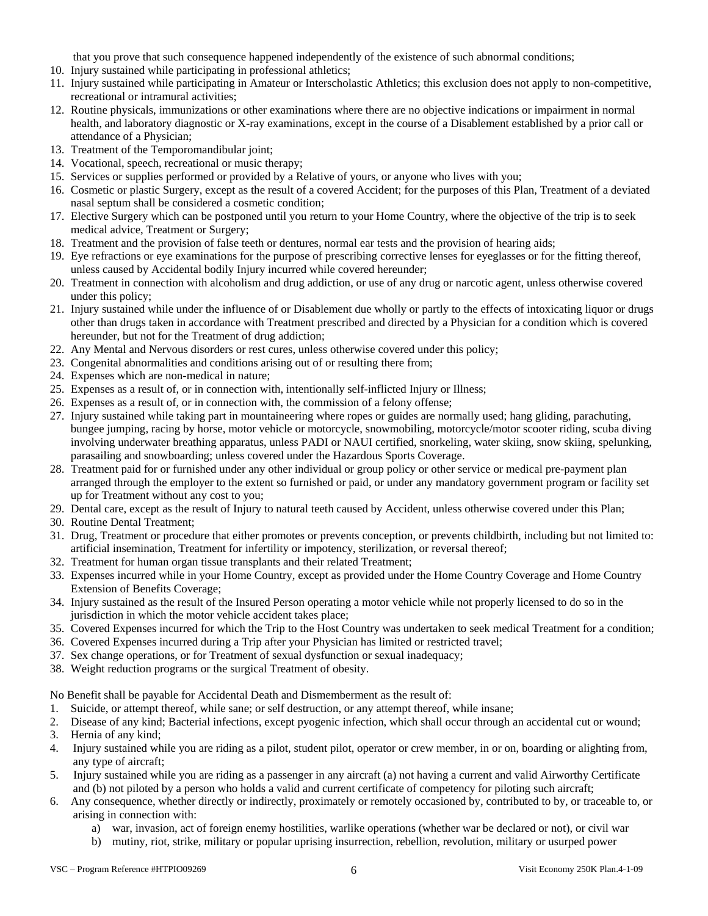that you prove that such consequence happened independently of the existence of such abnormal conditions;

10. Injury sustained while participating in professional athletics;
11. Injury sustained while participating in Amateur or Interscholastic Athletics; this exclusion does not apply to non-competitive, recreational or intramural activities;
12. Routine physicals, immunizations or other examinations where there are no objective indications or impairment in normal health, and laboratory diagnostic or X-ray examinations, except in the course of a Disablement established by a prior call or attendance of a Physician;
13. Treatment of the Temporomandibular joint;
14. Vocational, speech, recreational or music therapy;
15. Services or supplies performed or provided by a Relative of yours, or anyone who lives with you;
16. Cosmetic or plastic Surgery, except as the result of a covered Accident; for the purposes of this Plan, Treatment of a deviated nasal septum shall be considered a cosmetic condition;
17. Elective Surgery which can be postponed until you return to your Home Country, where the objective of the trip is to seek medical advice, Treatment or Surgery;
18. Treatment and the provision of false teeth or dentures, normal ear tests and the provision of hearing aids;
19. Eye refractions or eye examinations for the purpose of prescribing corrective lenses for eyeglasses or for the fitting thereof, unless caused by Accidental bodily Injury incurred while covered hereunder;
20. Treatment in connection with alcoholism and drug addiction, or use of any drug or narcotic agent, unless otherwise covered under this policy;
21. Injury sustained while under the influence of or Disablement due wholly or partly to the effects of intoxicating liquor or drugs other than drugs taken in accordance with Treatment prescribed and directed by a Physician for a condition which is covered hereunder, but not for the Treatment of drug addiction;
22. Any Mental and Nervous disorders or rest cures, unless otherwise covered under this policy;
23. Congenital abnormalities and conditions arising out of or resulting there from;
24. Expenses which are non-medical in nature;
25. Expenses as a result of, or in connection with, intentionally self-inflicted Injury or Illness;
26. Expenses as a result of, or in connection with, the commission of a felony offense;
27. Injury sustained while taking part in mountaineering where ropes or guides are normally used; hang gliding, parachuting, bungee jumping, racing by horse, motor vehicle or motorcycle, snowmobiling, motorcycle/motor scooter riding, scuba diving involving underwater breathing apparatus, unless PADI or NAUI certified, snorkeling, water skiing, snow skiing, spelunking, parasailing and snowboarding; unless covered under the Hazardous Sports Coverage.
28. Treatment paid for or furnished under any other individual or group policy or other service or medical pre-payment plan arranged through the employer to the extent so furnished or paid, or under any mandatory government program or facility set up for Treatment without any cost to you;
29. Dental care, except as the result of Injury to natural teeth caused by Accident, unless otherwise covered under this Plan;
30. Routine Dental Treatment;
31. Drug, Treatment or procedure that either promotes or prevents conception, or prevents childbirth, including but not limited to: artificial insemination, Treatment for infertility or impotency, sterilization, or reversal thereof;
32. Treatment for human organ tissue transplants and their related Treatment;
33. Expenses incurred while in your Home Country, except as provided under the Home Country Coverage and Home Country Extension of Benefits Coverage;
34. Injury sustained as the result of the Insured Person operating a motor vehicle while not properly licensed to do so in the jurisdiction in which the motor vehicle accident takes place;
35. Covered Expenses incurred for which the Trip to the Host Country was undertaken to seek medical Treatment for a condition;
36. Covered Expenses incurred during a Trip after your Physician has limited or restricted travel;
37. Sex change operations, or for Treatment of sexual dysfunction or sexual inadequacy;
38. Weight reduction programs or the surgical Treatment of obesity.

No Benefit shall be payable for Accidental Death and Dismemberment as the result of:

1. Suicide, or attempt thereof, while sane; or self destruction, or any attempt thereof, while insane;
2. Disease of any kind; Bacterial infections, except pyogenic infection, which shall occur through an accidental cut or wound;
3. Hernia of any kind;
4. Injury sustained while you are riding as a pilot, student pilot, operator or crew member, in or on, boarding or alighting from, any type of aircraft;
5. Injury sustained while you are riding as a passenger in any aircraft (a) not having a current and valid Airworthy Certificate and (b) not piloted by a person who holds a valid and current certificate of competency for piloting such aircraft;
6. Any consequence, whether directly or indirectly, proximately or remotely occasioned by, contributed to by, or traceable to, or arising in connection with:
    a) war, invasion, act of foreign enemy hostilities, warlike operations (whether war be declared or not), or civil war
    b) mutiny, riot, strike, military or popular uprising insurrection, rebellion, revolution, military or usurped power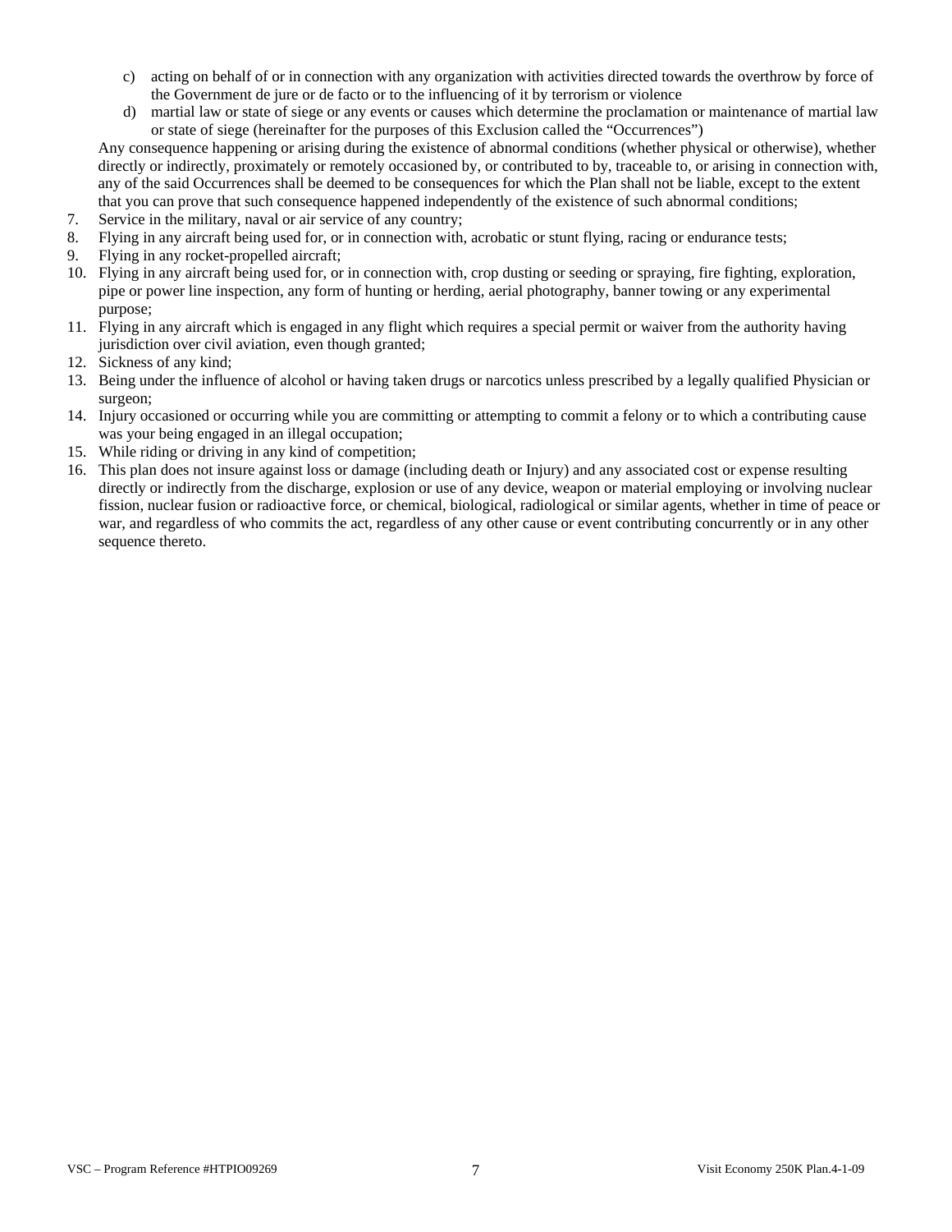c) acting on behalf of or in connection with any organization with activities directed towards the overthrow by force of the Government de jure or de facto or to the influencing of it by terrorism or violence
d) martial law or state of siege or any events or causes which determine the proclamation or maintenance of martial law or state of siege (hereinafter for the purposes of this Exclusion called the "Occurrences")

Any consequence happening or arising during the existence of abnormal conditions (whether physical or otherwise), whether directly or indirectly, proximately or remotely occasioned by, or contributed to by, traceable to, or arising in connection with, any of the said Occurrences shall be deemed to be consequences for which the Plan shall not be liable, except to the extent that you can prove that such consequence happened independently of the existence of such abnormal conditions;

7. Service in the military, naval or air service of any country;
8. Flying in any aircraft being used for, or in connection with, acrobatic or stunt flying, racing or endurance tests;
9. Flying in any rocket-propelled aircraft;
10. Flying in any aircraft being used for, or in connection with, crop dusting or seeding or spraying, fire fighting, exploration, pipe or power line inspection, any form of hunting or herding, aerial photography, banner towing or any experimental purpose;
11. Flying in any aircraft which is engaged in any flight which requires a special permit or waiver from the authority having jurisdiction over civil aviation, even though granted;
12. Sickness of any kind;
13. Being under the influence of alcohol or having taken drugs or narcotics unless prescribed by a legally qualified Physician or surgeon;
14. Injury occasioned or occurring while you are committing or attempting to commit a felony or to which a contributing cause was your being engaged in an illegal occupation;
15. While riding or driving in any kind of competition;
16. This plan does not insure against loss or damage (including death or Injury) and any associated cost or expense resulting directly or indirectly from the discharge, explosion or use of any device, weapon or material employing or involving nuclear fission, nuclear fusion or radioactive force, or chemical, biological, radiological or similar agents, whether in time of peace or war, and regardless of who commits the act, regardless of any other cause or event contributing concurrently or in any other sequence thereto.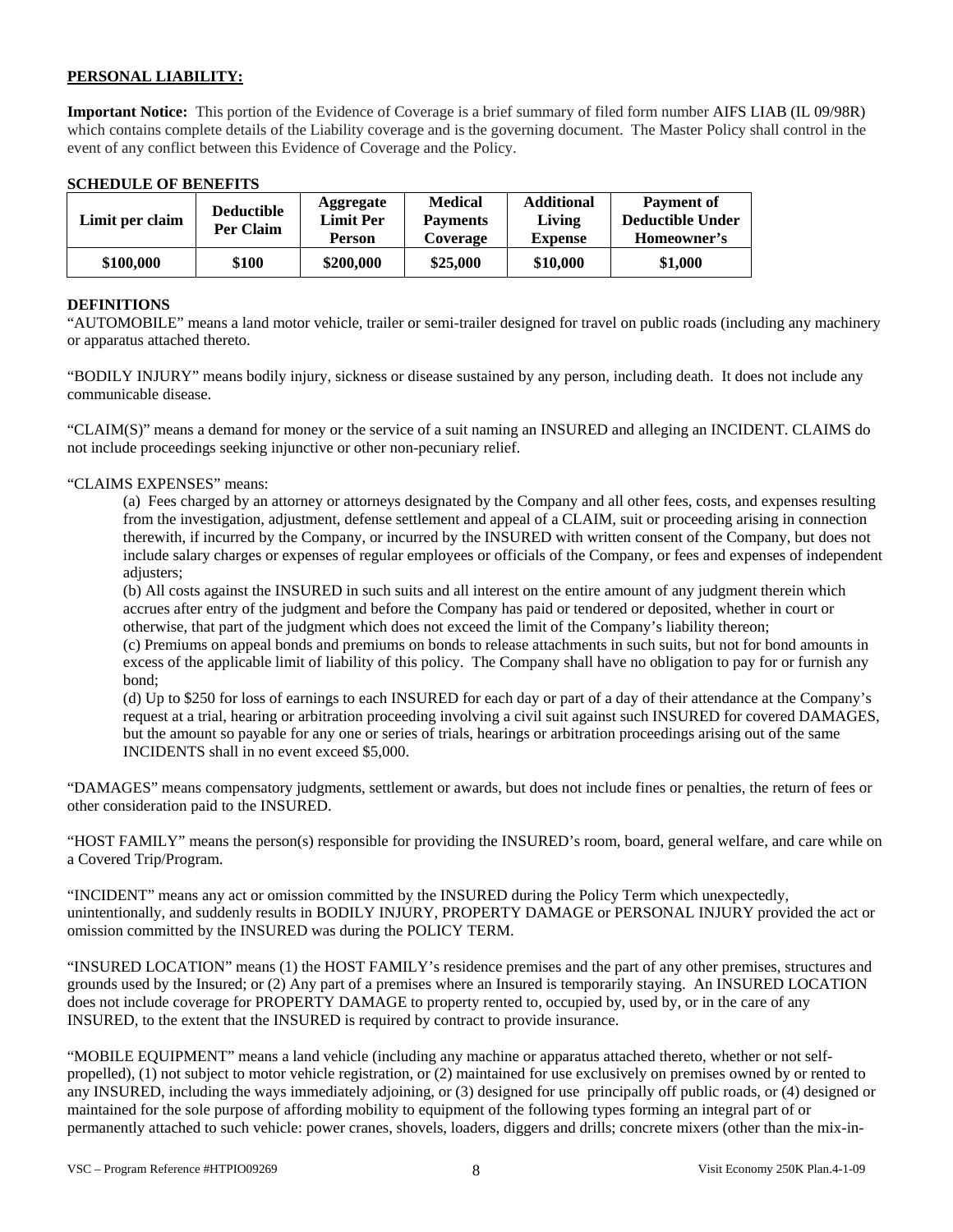**PERSONAL LIABILITY:**

**Important Notice:** This portion of the Evidence of Coverage is a brief summary of filed form number AIFS LIAB (IL 09/98R) which contains complete details of the Liability coverage and is the governing document. The Master Policy shall control in the event of any conflict between this Evidence of Coverage and the Policy.

**SCHEDULE OF BENEFITS**

| Limit per claim | Deductible Per Claim | Aggregate Limit Per Person | Medical Payments Coverage | Additional Living Expense | Payment of Deductible Under Homeowner's |
|---|---|---|---|---|---|
| **$100,000** | **$100** | **$200,000** | **$25,000** | **$10,000** | **$1,000** |

**DEFINITIONS**

"AUTOMOBILE" means a land motor vehicle, trailer or semi-trailer designed for travel on public roads (including any machinery or apparatus attached thereto.

"BODILY INJURY" means bodily injury, sickness or disease sustained by any person, including death. It does not include any communicable disease.

"CLAIM(S)" means a demand for money or the service of a suit naming an INSURED and alleging an INCIDENT. CLAIMS do not include proceedings seeking injunctive or other non-pecuniary relief.

"CLAIMS EXPENSES" means:

(a) Fees charged by an attorney or attorneys designated by the Company and all other fees, costs, and expenses resulting from the investigation, adjustment, defense settlement and appeal of a CLAIM, suit or proceeding arising in connection therewith, if incurred by the Company, or incurred by the INSURED with written consent of the Company, but does not include salary charges or expenses of regular employees or officials of the Company, or fees and expenses of independent adjusters;

(b) All costs against the INSURED in such suits and all interest on the entire amount of any judgment therein which accrues after entry of the judgment and before the Company has paid or tendered or deposited, whether in court or otherwise, that part of the judgment which does not exceed the limit of the Company's liability thereon;

(c) Premiums on appeal bonds and premiums on bonds to release attachments in such suits, but not for bond amounts in excess of the applicable limit of liability of this policy. The Company shall have no obligation to pay for or furnish any bond;

(d) Up to $250 for loss of earnings to each INSURED for each day or part of a day of their attendance at the Company's request at a trial, hearing or arbitration proceeding involving a civil suit against such INSURED for covered DAMAGES, but the amount so payable for any one or series of trials, hearings or arbitration proceedings arising out of the same INCIDENTS shall in no event exceed $5,000.

"DAMAGES" means compensatory judgments, settlement or awards, but does not include fines or penalties, the return of fees or other consideration paid to the INSURED.

"HOST FAMILY" means the person(s) responsible for providing the INSURED's room, board, general welfare, and care while on a Covered Trip/Program.

"INCIDENT" means any act or omission committed by the INSURED during the Policy Term which unexpectedly, unintentionally, and suddenly results in BODILY INJURY, PROPERTY DAMAGE or PERSONAL INJURY provided the act or omission committed by the INSURED was during the POLICY TERM.

"INSURED LOCATION" means (1) the HOST FAMILY's residence premises and the part of any other premises, structures and grounds used by the Insured; or (2) Any part of a premises where an Insured is temporarily staying. An INSURED LOCATION does not include coverage for PROPERTY DAMAGE to property rented to, occupied by, used by, or in the care of any INSURED, to the extent that the INSURED is required by contract to provide insurance.

"MOBILE EQUIPMENT" means a land vehicle (including any machine or apparatus attached thereto, whether or not self-propelled), (1) not subject to motor vehicle registration, or (2) maintained for use exclusively on premises owned by or rented to any INSURED, including the ways immediately adjoining, or (3) designed for use principally off public roads, or (4) designed or maintained for the sole purpose of affording mobility to equipment of the following types forming an integral part of or permanently attached to such vehicle: power cranes, shovels, loaders, diggers and drills; concrete mixers (other than the mix-in-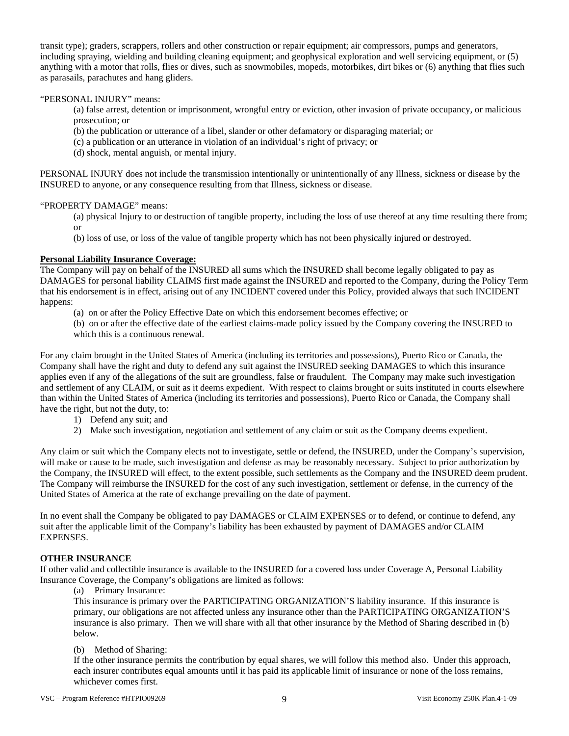transit type); graders, scrappers, rollers and other construction or repair equipment; air compressors, pumps and generators, including spraying, wielding and building cleaning equipment; and geophysical exploration and well servicing equipment, or (5) anything with a motor that rolls, flies or dives, such as snowmobiles, mopeds, motorbikes, dirt bikes or (6) anything that flies such as parasails, parachutes and hang gliders.

"PERSONAL INJURY" means:

(a) false arrest, detention or imprisonment, wrongful entry or eviction, other invasion of private occupancy, or malicious prosecution; or

(b) the publication or utterance of a libel, slander or other defamatory or disparaging material; or

(c) a publication or an utterance in violation of an individual's right of privacy; or

(d) shock, mental anguish, or mental injury.

PERSONAL INJURY does not include the transmission intentionally or unintentionally of any Illness, sickness or disease by the INSURED to anyone, or any consequence resulting from that Illness, sickness or disease.

"PROPERTY DAMAGE" means:

(a) physical Injury to or destruction of tangible property, including the loss of use thereof at any time resulting there from; or

(b) loss of use, or loss of the value of tangible property which has not been physically injured or destroyed.

**Personal Liability Insurance Coverage:**

The Company will pay on behalf of the INSURED all sums which the INSURED shall become legally obligated to pay as DAMAGES for personal liability CLAIMS first made against the INSURED and reported to the Company, during the Policy Term that his endorsement is in effect, arising out of any INCIDENT covered under this Policy, provided always that such INCIDENT happens:

(a) on or after the Policy Effective Date on which this endorsement becomes effective; or

(b) on or after the effective date of the earliest claims-made policy issued by the Company covering the INSURED to which this is a continuous renewal.

For any claim brought in the United States of America (including its territories and possessions), Puerto Rico or Canada, the Company shall have the right and duty to defend any suit against the INSURED seeking DAMAGES to which this insurance applies even if any of the allegations of the suit are groundless, false or fraudulent. The Company may make such investigation and settlement of any CLAIM, or suit as it deems expedient. With respect to claims brought or suits instituted in courts elsewhere than within the United States of America (including its territories and possessions), Puerto Rico or Canada, the Company shall have the right, but not the duty, to:

1) Defend any suit; and
2) Make such investigation, negotiation and settlement of any claim or suit as the Company deems expedient.

Any claim or suit which the Company elects not to investigate, settle or defend, the INSURED, under the Company's supervision, will make or cause to be made, such investigation and defense as may be reasonably necessary. Subject to prior authorization by the Company, the INSURED will effect, to the extent possible, such settlements as the Company and the INSURED deem prudent. The Company will reimburse the INSURED for the cost of any such investigation, settlement or defense, in the currency of the United States of America at the rate of exchange prevailing on the date of payment.

In no event shall the Company be obligated to pay DAMAGES or CLAIM EXPENSES or to defend, or continue to defend, any suit after the applicable limit of the Company's liability has been exhausted by payment of DAMAGES and/or CLAIM EXPENSES.

**OTHER INSURANCE**

If other valid and collectible insurance is available to the INSURED for a covered loss under Coverage A, Personal Liability Insurance Coverage, the Company's obligations are limited as follows:

(a) Primary Insurance:

This insurance is primary over the PARTICIPATING ORGANIZATION'S liability insurance. If this insurance is primary, our obligations are not affected unless any insurance other than the PARTICIPATING ORGANIZATION'S insurance is also primary. Then we will share with all that other insurance by the Method of Sharing described in (b) below.

(b) Method of Sharing:

If the other insurance permits the contribution by equal shares, we will follow this method also. Under this approach, each insurer contributes equal amounts until it has paid its applicable limit of insurance or none of the loss remains, whichever comes first.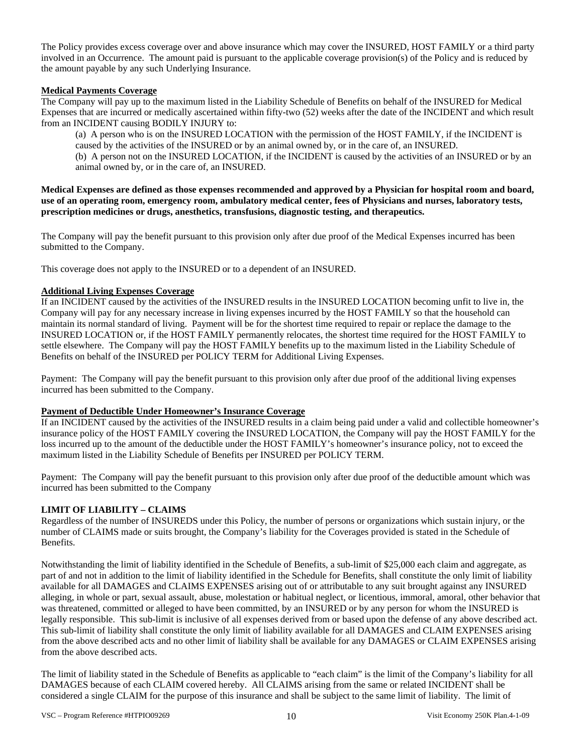The Policy provides excess coverage over and above insurance which may cover the INSURED, HOST FAMILY or a third party involved in an Occurrence. The amount paid is pursuant to the applicable coverage provision(s) of the Policy and is reduced by the amount payable by any such Underlying Insurance.

**Medical Payments Coverage**

The Company will pay up to the maximum listed in the Liability Schedule of Benefits on behalf of the INSURED for Medical Expenses that are incurred or medically ascertained within fifty-two (52) weeks after the date of the INCIDENT and which result from an INCIDENT causing BODILY INJURY to:

(a) A person who is on the INSURED LOCATION with the permission of the HOST FAMILY, if the INCIDENT is caused by the activities of the INSURED or by an animal owned by, or in the care of, an INSURED.

(b) A person not on the INSURED LOCATION, if the INCIDENT is caused by the activities of an INSURED or by an animal owned by, or in the care of, an INSURED.

**Medical Expenses are defined as those expenses recommended and approved by a Physician for hospital room and board, use of an operating room, emergency room, ambulatory medical center, fees of Physicians and nurses, laboratory tests, prescription medicines or drugs, anesthetics, transfusions, diagnostic testing, and therapeutics.**

The Company will pay the benefit pursuant to this provision only after due proof of the Medical Expenses incurred has been submitted to the Company.

This coverage does not apply to the INSURED or to a dependent of an INSURED.

**Additional Living Expenses Coverage**

If an INCIDENT caused by the activities of the INSURED results in the INSURED LOCATION becoming unfit to live in, the Company will pay for any necessary increase in living expenses incurred by the HOST FAMILY so that the household can maintain its normal standard of living. Payment will be for the shortest time required to repair or replace the damage to the INSURED LOCATION or, if the HOST FAMILY permanently relocates, the shortest time required for the HOST FAMILY to settle elsewhere. The Company will pay the HOST FAMILY benefits up to the maximum listed in the Liability Schedule of Benefits on behalf of the INSURED per POLICY TERM for Additional Living Expenses.

Payment: The Company will pay the benefit pursuant to this provision only after due proof of the additional living expenses incurred has been submitted to the Company.

**Payment of Deductible Under Homeowner's Insurance Coverage**

If an INCIDENT caused by the activities of the INSURED results in a claim being paid under a valid and collectible homeowner's insurance policy of the HOST FAMILY covering the INSURED LOCATION, the Company will pay the HOST FAMILY for the loss incurred up to the amount of the deductible under the HOST FAMILY's homeowner's insurance policy, not to exceed the maximum listed in the Liability Schedule of Benefits per INSURED per POLICY TERM.

Payment: The Company will pay the benefit pursuant to this provision only after due proof of the deductible amount which was incurred has been submitted to the Company

**LIMIT OF LIABILITY – CLAIMS**

Regardless of the number of INSUREDS under this Policy, the number of persons or organizations which sustain injury, or the number of CLAIMS made or suits brought, the Company's liability for the Coverages provided is stated in the Schedule of Benefits.

Notwithstanding the limit of liability identified in the Schedule of Benefits, a sub-limit of $25,000 each claim and aggregate, as part of and not in addition to the limit of liability identified in the Schedule for Benefits, shall constitute the only limit of liability available for all DAMAGES and CLAIMS EXPENSES arising out of or attributable to any suit brought against any INSURED alleging, in whole or part, sexual assault, abuse, molestation or habitual neglect, or licentious, immoral, amoral, other behavior that was threatened, committed or alleged to have been committed, by an INSURED or by any person for whom the INSURED is legally responsible. This sub-limit is inclusive of all expenses derived from or based upon the defense of any above described act. This sub-limit of liability shall constitute the only limit of liability available for all DAMAGES and CLAIM EXPENSES arising from the above described acts and no other limit of liability shall be available for any DAMAGES or CLAIM EXPENSES arising from the above described acts.

The limit of liability stated in the Schedule of Benefits as applicable to "each claim" is the limit of the Company's liability for all DAMAGES because of each CLAIM covered hereby. All CLAIMS arising from the same or related INCIDENT shall be considered a single CLAIM for the purpose of this insurance and shall be subject to the same limit of liability. The limit of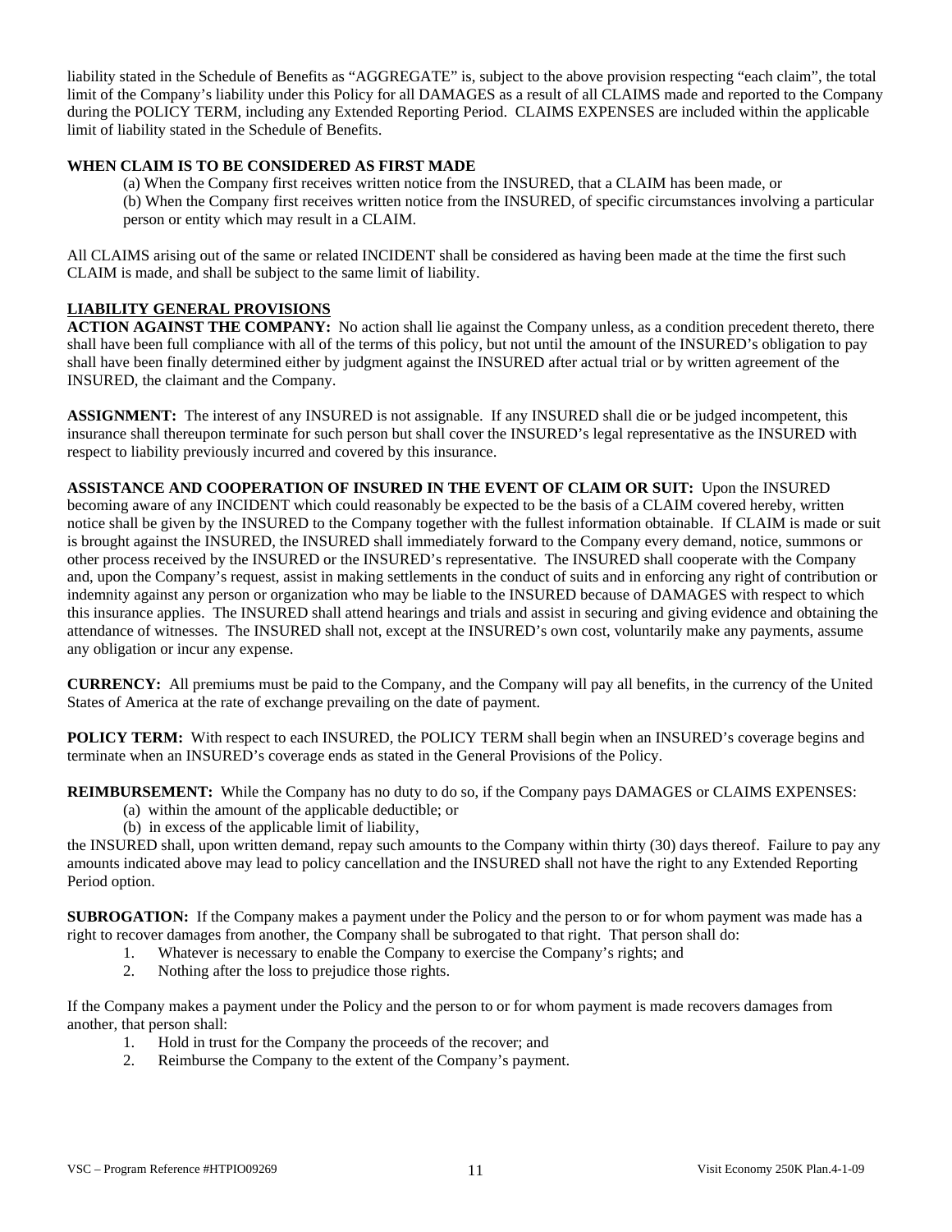liability stated in the Schedule of Benefits as “AGGREGATE” is, subject to the above provision respecting “each claim”, the total limit of the Company’s liability under this Policy for all DAMAGES as a result of all CLAIMS made and reported to the Company during the POLICY TERM, including any Extended Reporting Period. CLAIMS EXPENSES are included within the applicable limit of liability stated in the Schedule of Benefits.

**WHEN CLAIM IS TO BE CONSIDERED AS FIRST MADE**

(a) When the Company first receives written notice from the INSURED, that a CLAIM has been made, or
(b) When the Company first receives written notice from the INSURED, of specific circumstances involving a particular person or entity which may result in a CLAIM.

All CLAIMS arising out of the same or related INCIDENT shall be considered as having been made at the time the first such CLAIM is made, and shall be subject to the same limit of liability.

**LIABILITY GENERAL PROVISIONS**

**ACTION AGAINST THE COMPANY:** No action shall lie against the Company unless, as a condition precedent thereto, there shall have been full compliance with all of the terms of this policy, but not until the amount of the INSURED’s obligation to pay shall have been finally determined either by judgment against the INSURED after actual trial or by written agreement of the INSURED, the claimant and the Company.

**ASSIGNMENT:** The interest of any INSURED is not assignable. If any INSURED shall die or be judged incompetent, this insurance shall thereupon terminate for such person but shall cover the INSURED’s legal representative as the INSURED with respect to liability previously incurred and covered by this insurance.

**ASSISTANCE AND COOPERATION OF INSURED IN THE EVENT OF CLAIM OR SUIT:** Upon the INSURED becoming aware of any INCIDENT which could reasonably be expected to be the basis of a CLAIM covered hereby, written notice shall be given by the INSURED to the Company together with the fullest information obtainable. If CLAIM is made or suit is brought against the INSURED, the INSURED shall immediately forward to the Company every demand, notice, summons or other process received by the INSURED or the INSURED’s representative. The INSURED shall cooperate with the Company and, upon the Company’s request, assist in making settlements in the conduct of suits and in enforcing any right of contribution or indemnity against any person or organization who may be liable to the INSURED because of DAMAGES with respect to which this insurance applies. The INSURED shall attend hearings and trials and assist in securing and giving evidence and obtaining the attendance of witnesses. The INSURED shall not, except at the INSURED’s own cost, voluntarily make any payments, assume any obligation or incur any expense.

**CURRENCY:** All premiums must be paid to the Company, and the Company will pay all benefits, in the currency of the United States of America at the rate of exchange prevailing on the date of payment.

**POLICY TERM:** With respect to each INSURED, the POLICY TERM shall begin when an INSURED’s coverage begins and terminate when an INSURED’s coverage ends as stated in the General Provisions of the Policy.

**REIMBURSEMENT:** While the Company has no duty to do so, if the Company pays DAMAGES or CLAIMS EXPENSES:

(a) within the amount of the applicable deductible; or
(b) in excess of the applicable limit of liability,

the INSURED shall, upon written demand, repay such amounts to the Company within thirty (30) days thereof. Failure to pay any amounts indicated above may lead to policy cancellation and the INSURED shall not have the right to any Extended Reporting Period option.

**SUBROGATION:** If the Company makes a payment under the Policy and the person to or for whom payment was made has a right to recover damages from another, the Company shall be subrogated to that right. That person shall do:

1. Whatever is necessary to enable the Company to exercise the Company’s rights; and
2. Nothing after the loss to prejudice those rights.

If the Company makes a payment under the Policy and the person to or for whom payment is made recovers damages from another, that person shall:

1. Hold in trust for the Company the proceeds of the recover; and
2. Reimburse the Company to the extent of the Company’s payment.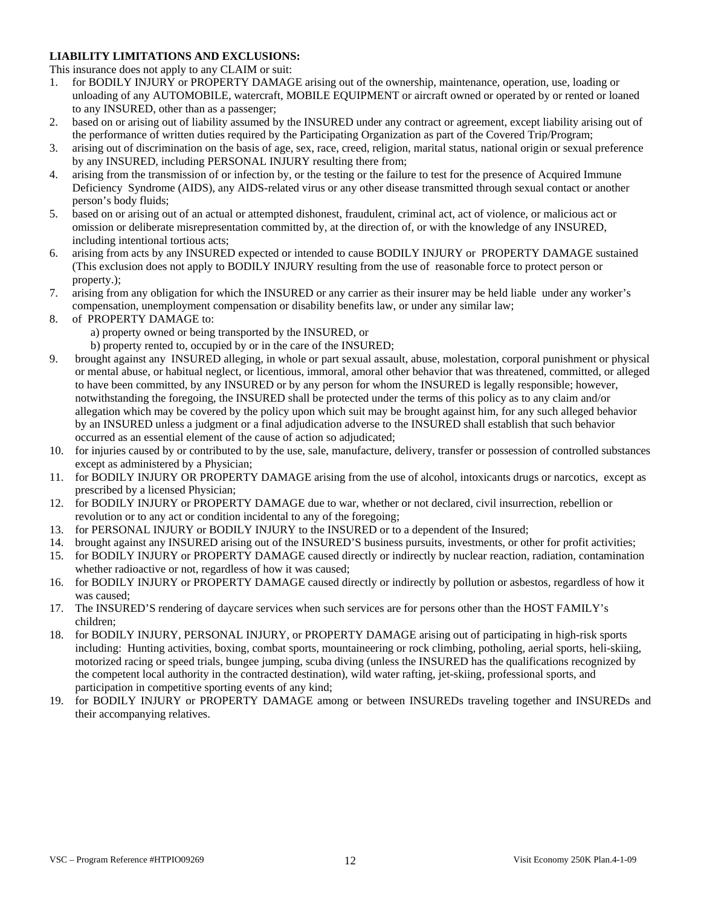**LIABILITY LIMITATIONS AND EXCLUSIONS:**

This insurance does not apply to any CLAIM or suit:

1. for BODILY INJURY or PROPERTY DAMAGE arising out of the ownership, maintenance, operation, use, loading or unloading of any AUTOMOBILE, watercraft, MOBILE EQUIPMENT or aircraft owned or operated by or rented or loaned to any INSURED, other than as a passenger;
2. based on or arising out of liability assumed by the INSURED under any contract or agreement, except liability arising out of the performance of written duties required by the Participating Organization as part of the Covered Trip/Program;
3. arising out of discrimination on the basis of age, sex, race, creed, religion, marital status, national origin or sexual preference by any INSURED, including PERSONAL INJURY resulting there from;
4. arising from the transmission of or infection by, or the testing or the failure to test for the presence of Acquired Immune Deficiency Syndrome (AIDS), any AIDS-related virus or any other disease transmitted through sexual contact or another person's body fluids;
5. based on or arising out of an actual or attempted dishonest, fraudulent, criminal act, act of violence, or malicious act or omission or deliberate misrepresentation committed by, at the direction of, or with the knowledge of any INSURED, including intentional tortious acts;
6. arising from acts by any INSURED expected or intended to cause BODILY INJURY or PROPERTY DAMAGE sustained (This exclusion does not apply to BODILY INJURY resulting from the use of reasonable force to protect person or property.);
7. arising from any obligation for which the INSURED or any carrier as their insurer may be held liable under any worker's compensation, unemployment compensation or disability benefits law, or under any similar law;
8. of PROPERTY DAMAGE to:
   a) property owned or being transported by the INSURED, or
   b) property rented to, occupied by or in the care of the INSURED;
9. brought against any INSURED alleging, in whole or part sexual assault, abuse, molestation, corporal punishment or physical or mental abuse, or habitual neglect, or licentious, immoral, amoral other behavior that was threatened, committed, or alleged to have been committed, by any INSURED or by any person for whom the INSURED is legally responsible; however, notwithstanding the foregoing, the INSURED shall be protected under the terms of this policy as to any claim and/or allegation which may be covered by the policy upon which suit may be brought against him, for any such alleged behavior by an INSURED unless a judgment or a final adjudication adverse to the INSURED shall establish that such behavior occurred as an essential element of the cause of action so adjudicated;
10. for injuries caused by or contributed to by the use, sale, manufacture, delivery, transfer or possession of controlled substances except as administered by a Physician;
11. for BODILY INJURY OR PROPERTY DAMAGE arising from the use of alcohol, intoxicants drugs or narcotics, except as prescribed by a licensed Physician;
12. for BODILY INJURY or PROPERTY DAMAGE due to war, whether or not declared, civil insurrection, rebellion or revolution or to any act or condition incidental to any of the foregoing;
13. for PERSONAL INJURY or BODILY INJURY to the INSURED or to a dependent of the Insured;
14. brought against any INSURED arising out of the INSURED'S business pursuits, investments, or other for profit activities;
15. for BODILY INJURY or PROPERTY DAMAGE caused directly or indirectly by nuclear reaction, radiation, contamination whether radioactive or not, regardless of how it was caused;
16. for BODILY INJURY or PROPERTY DAMAGE caused directly or indirectly by pollution or asbestos, regardless of how it was caused;
17. The INSURED'S rendering of daycare services when such services are for persons other than the HOST FAMILY's children;
18. for BODILY INJURY, PERSONAL INJURY, or PROPERTY DAMAGE arising out of participating in high-risk sports including: Hunting activities, boxing, combat sports, mountaineering or rock climbing, potholing, aerial sports, heli-skiing, motorized racing or speed trials, bungee jumping, scuba diving (unless the INSURED has the qualifications recognized by the competent local authority in the contracted destination), wild water rafting, jet-skiing, professional sports, and participation in competitive sporting events of any kind;
19. for BODILY INJURY or PROPERTY DAMAGE among or between INSUREDs traveling together and INSUREDs and their accompanying relatives.